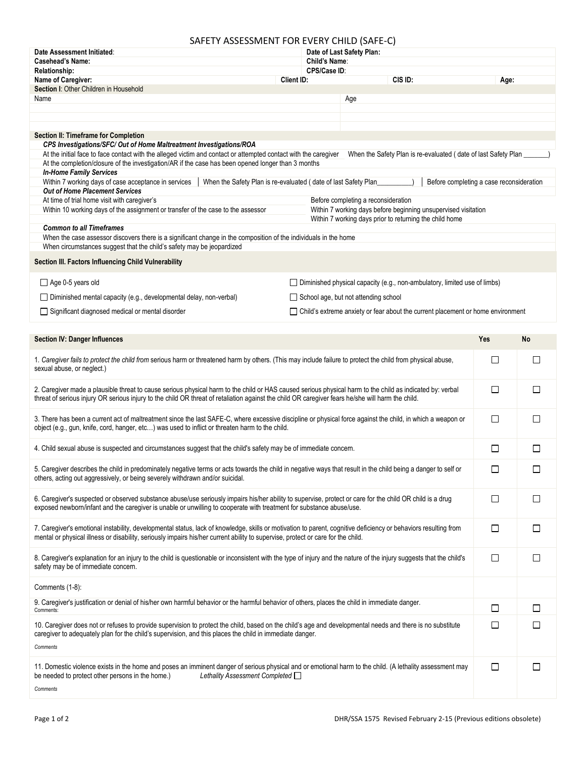# SAFETY ASSESSMENT FOR EVERY CHILD (SAFE-C)

| | | | |
|---|---|---|---|
| **Date Assessment Initiated**: | **Date of Last Safety Plan:** | | |
| **Casehead's Name:** | **Child's Name**: | | |
| **Relationship:** | **CPS/Case ID**: | | |
| **Name of Caregiver:** | **Client ID:** | **CIS ID:** | **Age:** |

**Section I**: Other Children in Household

| Name | Age |
|---|---|
| | |
| | |
| | |

**Section II: Timeframe for Completion**

***CPS Investigations/SFC/ Out of Home Maltreatment Investigations/ROA***

- At the initial face to face contact with the alleged victim and contact or attempted contact with the caregiver
- When the Safety Plan is re-evaluated ( date of last Safety Plan _______)
- At the completion/closure of the investigation/AR if the case has been opened longer than 3 months

***In-Home Family Services***

- Within 7 working days of case acceptance in services
- When the Safety Plan is re-evaluated ( date of last Safety Plan__________)
- Before completing a case reconsideration

***Out of Home Placement Services***

- At time of trial home visit with caregiver's
- Before completing a reconsideration
- Within 10 working days of the assignment or transfer of the case to the assessor
- Within 7 working days before beginning unsupervised visitation
- Within 7 working days prior to returning the child home

***Common to all Timeframes***

- When the case assessor discovers there is a significant change in the composition of the individuals in the home
- When circumstances suggest that the child's safety may be jeopardized

**Section III. Factors Influencing Child Vulnerability**

- ☐ Age 0-5 years old
- ☐ Diminished physical capacity (e.g., non-ambulatory, limited use of limbs)
- ☐ Diminished mental capacity (e.g., developmental delay, non-verbal)
- ☐ School age, but not attending school
- ☐ Significant diagnosed medical or mental disorder
- ☐ Child's extreme anxiety or fear about the current placement or home environment

| **Section IV: Danger Influences** | **Yes** | **No** |
|---|---|---|
| 1. *Caregiver fails to protect the child from* serious harm or threatened harm by others. (This may include failure to protect the child from physical abuse, sexual abuse, or neglect.) | ☐ | ☐ |
| 2. Caregiver made a plausible threat to cause serious physical harm to the child or HAS caused serious physical harm to the child as indicated by: verbal threat of serious injury OR serious injury to the child OR threat of retaliation against the child OR caregiver fears he/she will harm the child. | ☐ | ☐ |
| 3. There has been a current act of maltreatment since the last SAFE-C, where excessive discipline or physical force against the child, in which a weapon or object (e.g., gun, knife, cord, hanger, etc…) was used to inflict or threaten harm to the child. | ☐ | ☐ |
| 4. Child sexual abuse is suspected and circumstances suggest that the child's safety may be of immediate concern. | ☐ | ☐ |
| 5. Caregiver describes the child in predominately negative terms or acts towards the child in negative ways that result in the child being a danger to self or others, acting out aggressively, or being severely withdrawn and/or suicidal. | ☐ | ☐ |
| 6. Caregiver's suspected or observed substance abuse/use seriously impairs his/her ability to supervise, protect or care for the child OR child is a drug exposed newborn/infant and the caregiver is unable or unwilling to cooperate with treatment for substance abuse/use. | ☐ | ☐ |
| 7. Caregiver's emotional instability, developmental status, lack of knowledge, skills or motivation to parent, cognitive deficiency or behaviors resulting from mental or physical illness or disability, seriously impairs his/her current ability to supervise, protect or care for the child. | ☐ | ☐ |
| 8. Caregiver's explanation for an injury to the child is questionable or inconsistent with the type of injury and the nature of the injury suggests that the child's safety may be of immediate concern. | ☐ | ☐ |
| Comments (1-8): | | |
| 9. Caregiver's justification or denial of his/her own harmful behavior or the harmful behavior of others, places the child in immediate danger. Comments: | ☐ | ☐ |
| 10. Caregiver does not or refuses to provide supervision to protect the child, based on the child's age and developmental needs and there is no substitute caregiver to adequately plan for the child's supervision, and this places the child in immediate danger. *Comments* | ☐ | ☐ |
| 11. Domestic violence exists in the home and poses an imminent danger of serious physical and or emotional harm to the child. (A lethality assessment may be needed to protect other persons in the home.) *Lethality Assessment Completed* ☐ *Comments* | ☐ | ☐ |

DHR/SSA 1575 Revised February 2-15 (Previous editions obsolete)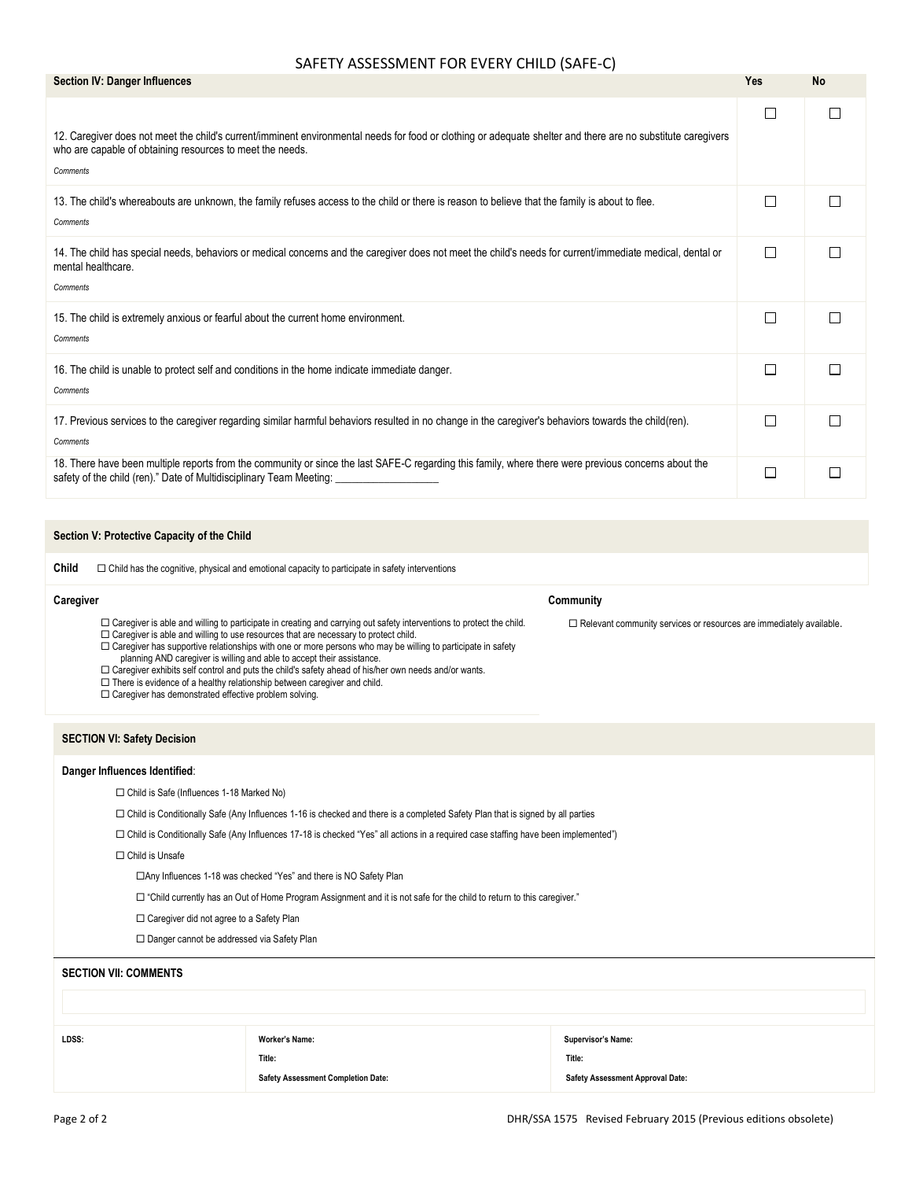# SAFETY ASSESSMENT FOR EVERY CHILD (SAFE-C)

| Section IV: Danger Influences | Yes | No |
|---|---|---|
| 12. Caregiver does not meet the child's current/imminent environmental needs for food or clothing or adequate shelter and there are no substitute caregivers who are capable of obtaining resources to meet the needs.<br>*Comments* | ☐ | ☐ |
| 13. The child's whereabouts are unknown, the family refuses access to the child or there is reason to believe that the family is about to flee.<br>*Comments* | ☐ | ☐ |
| 14. The child has special needs, behaviors or medical concerns and the caregiver does not meet the child's needs for current/immediate medical, dental or mental healthcare.<br>*Comments* | ☐ | ☐ |
| 15. The child is extremely anxious or fearful about the current home environment.<br>*Comments* | ☐ | ☐ |
| 16. The child is unable to protect self and conditions in the home indicate immediate danger.<br>*Comments* | ☐ | ☐ |
| 17. Previous services to the caregiver regarding similar harmful behaviors resulted in no change in the caregiver's behaviors towards the child(ren).<br>*Comments* | ☐ | ☐ |
| 18. There have been multiple reports from the community or since the last SAFE-C regarding this family, where there were previous concerns about the safety of the child (ren)." Date of Multidisciplinary Team Meeting: __________________ | ☐ | ☐ |

## Section V: Protective Capacity of the Child

**Child** ☐ Child has the cognitive, physical and emotional capacity to participate in safety interventions

**Caregiver**

- ☐ Caregiver is able and willing to participate in creating and carrying out safety interventions to protect the child.
- ☐ Caregiver is able and willing to use resources that are necessary to protect child.
- ☐ Caregiver has supportive relationships with one or more persons who may be willing to participate in safety planning AND caregiver is willing and able to accept their assistance.
- ☐ Caregiver exhibits self control and puts the child's safety ahead of his/her own needs and/or wants.
- ☐ There is evidence of a healthy relationship between caregiver and child.
- ☐ Caregiver has demonstrated effective problem solving.

**Community**

- ☐ Relevant community services or resources are immediately available.

## SECTION VI: Safety Decision

**Danger Influences Identified**:

- ☐ Child is Safe (Influences 1-18 Marked No)
- ☐ Child is Conditionally Safe (Any Influences 1-16 is checked and there is a completed Safety Plan that is signed by all parties
- ☐ Child is Conditionally Safe (Any Influences 17-18 is checked "Yes" all actions in a required case staffing have been implemented")
- ☐ Child is Unsafe
  - ☐Any Influences 1-18 was checked "Yes" and there is NO Safety Plan
  - ☐ "Child currently has an Out of Home Program Assignment and it is not safe for the child to return to this caregiver."
  - ☐ Caregiver did not agree to a Safety Plan
  - ☐ Danger cannot be addressed via Safety Plan

## SECTION VII: COMMENTS

| | | |
|---|---|---|
| **LDSS:** | **Worker's Name:**<br>**Title:**<br>**Safety Assessment Completion Date:** | **Supervisor's Name:**<br>**Title:**<br>**Safety Assessment Approval Date:** |

DHR/SSA 1575 Revised February 2015 (Previous editions obsolete)